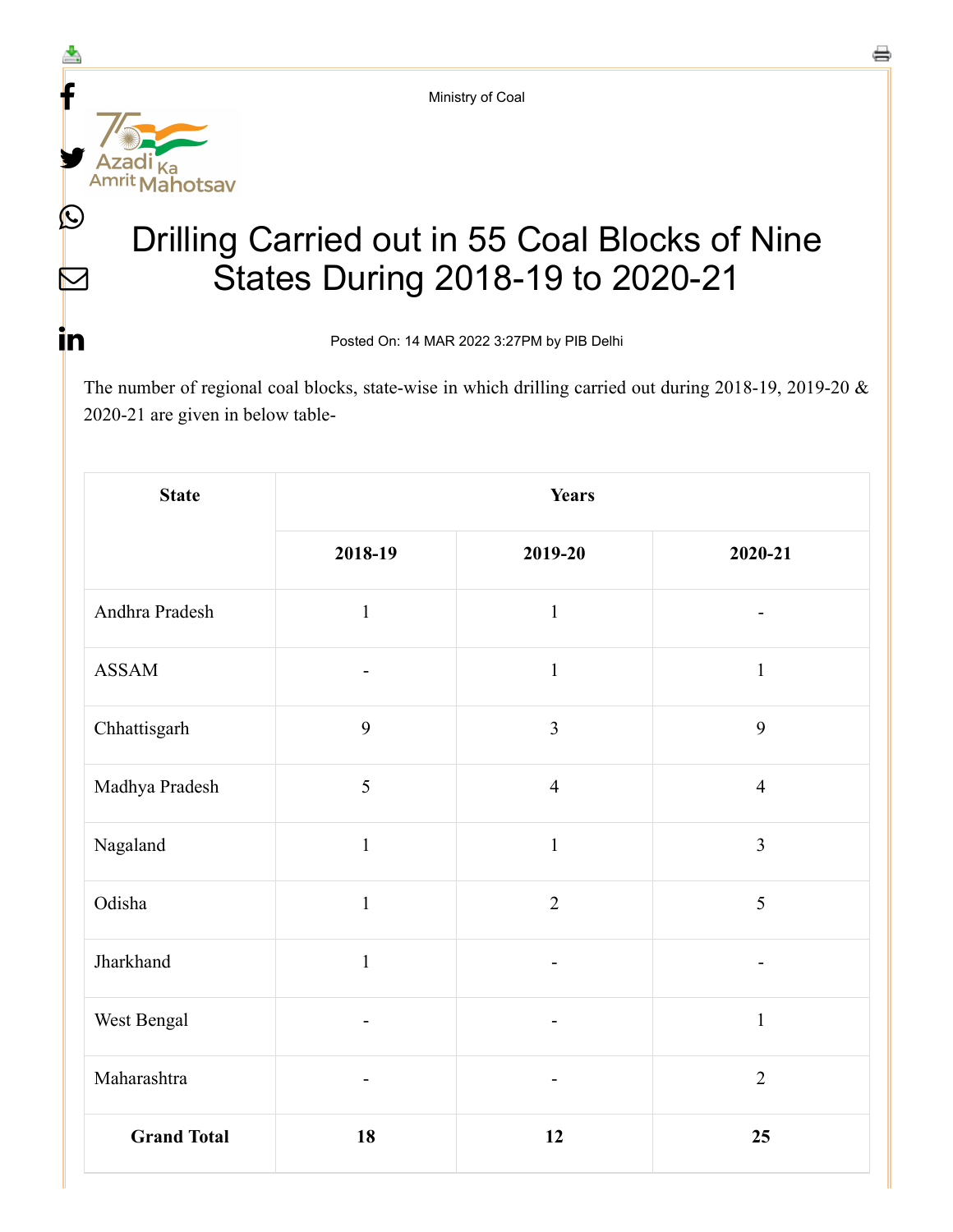Ministry of Coal

# Drilling Carried out in 55 Coal Blocks of Nine States During 2018-19 to 2020-21

Posted On: 14 MAR 2022 3:27PM by PIB Delhi

The number of regional coal blocks, state-wise in which drilling carried out during 2018-19, 2019-20 & 2020-21 are given in below table-

| **State** | **Years** | | |
|---|---|---|---|
| | **2018-19** | **2019-20** | **2020-21** |
| Andhra Pradesh | 1 | 1 | - |
| ASSAM | - | 1 | 1 |
| Chhattisgarh | 9 | 3 | 9 |
| Madhya Pradesh | 5 | 4 | 4 |
| Nagaland | 1 | 1 | 3 |
| Odisha | 1 | 2 | 5 |
| Jharkhand | 1 | - | - |
| West Bengal | - | - | 1 |
| Maharashtra | - | - | 2 |
| **Grand Total** | **18** | **12** | **25** |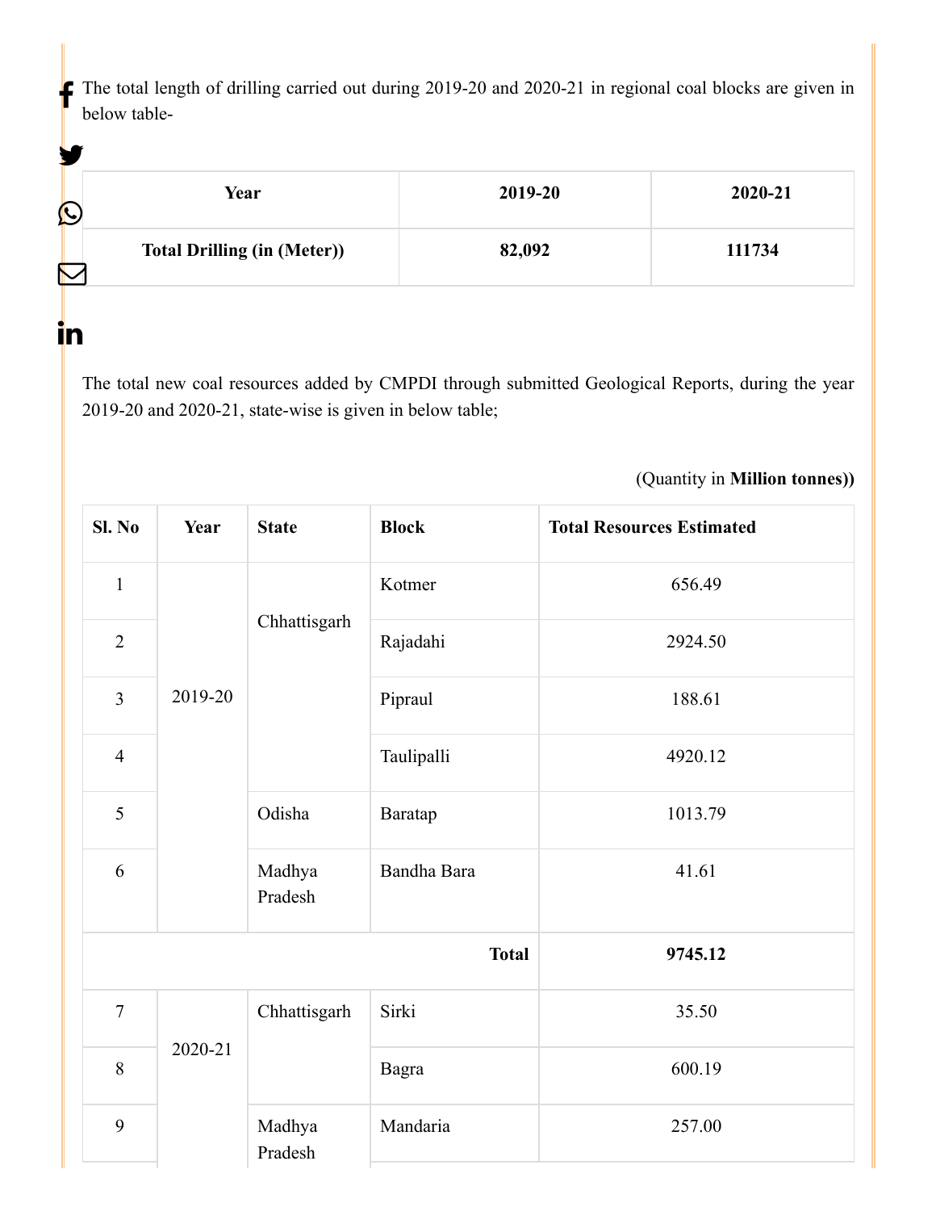The total length of drilling carried out during 2019-20 and 2020-21 in regional coal blocks are given in below table-

| Year | 2019-20 | 2020-21 |
|---|---|---|
| **Total Drilling (in (Meter))** | **82,092** | **111734** |

The total new coal resources added by CMPDI through submitted Geological Reports, during the year 2019-20 and 2020-21, state-wise is given in below table;

(Quantity in **Million tonnes))**

| Sl. No | Year | State | Block | Total Resources Estimated |
|---|---|---|---|---|
| 1 | 2019-20 | Chhattisgarh | Kotmer | 656.49 |
| 2 | | | Rajadahi | 2924.50 |
| 3 | | | Pipraul | 188.61 |
| 4 | | | Taulipalli | 4920.12 |
| 5 | | Odisha | Baratap | 1013.79 |
| 6 | | Madhya Pradesh | Bandha Bara | 41.61 |
| | | | **Total** | **9745.12** |
| 7 | 2020-21 | Chhattisgarh | Sirki | 35.50 |
| 8 | | | Bagra | 600.19 |
| 9 | | Madhya Pradesh | Mandaria | 257.00 |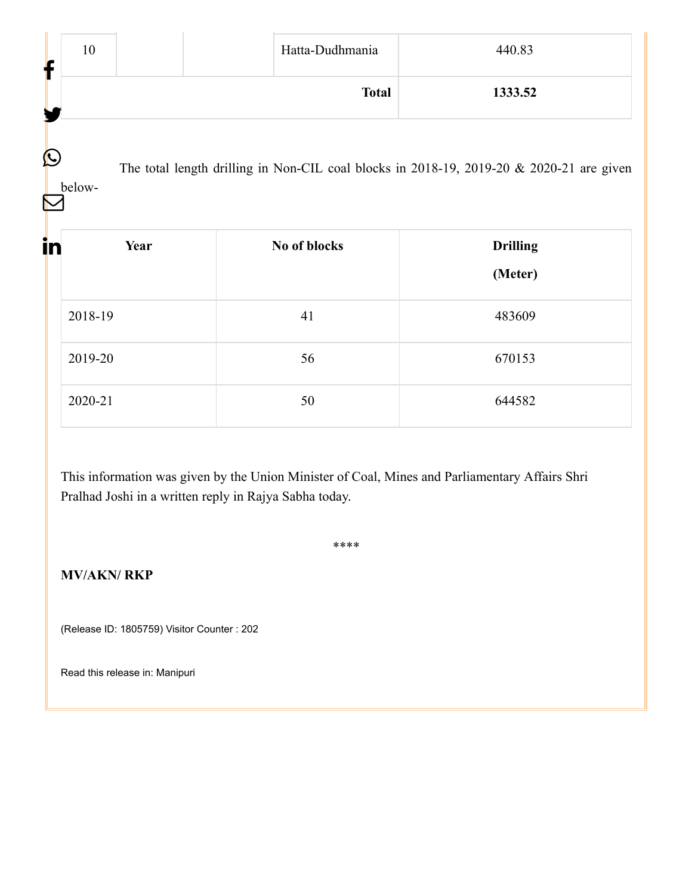| | | | | |
|---|---|---|---|---|
| 10 | | | Hatta-Dudhmania | 440.83 |
| | | | **Total** | **1333.52** |

The total length drilling in Non-CIL coal blocks in 2018-19, 2019-20 & 2020-21 are given below-

| Year | No of blocks | Drilling (Meter) |
|---|---|---|
| 2018-19 | 41 | 483609 |
| 2019-20 | 56 | 670153 |
| 2020-21 | 50 | 644582 |

This information was given by the Union Minister of Coal, Mines and Parliamentary Affairs Shri Pralhad Joshi in a written reply in Rajya Sabha today.

****

**MV/AKN/ RKP**

(Release ID: 1805759) Visitor Counter : 202

Read this release in: Manipuri